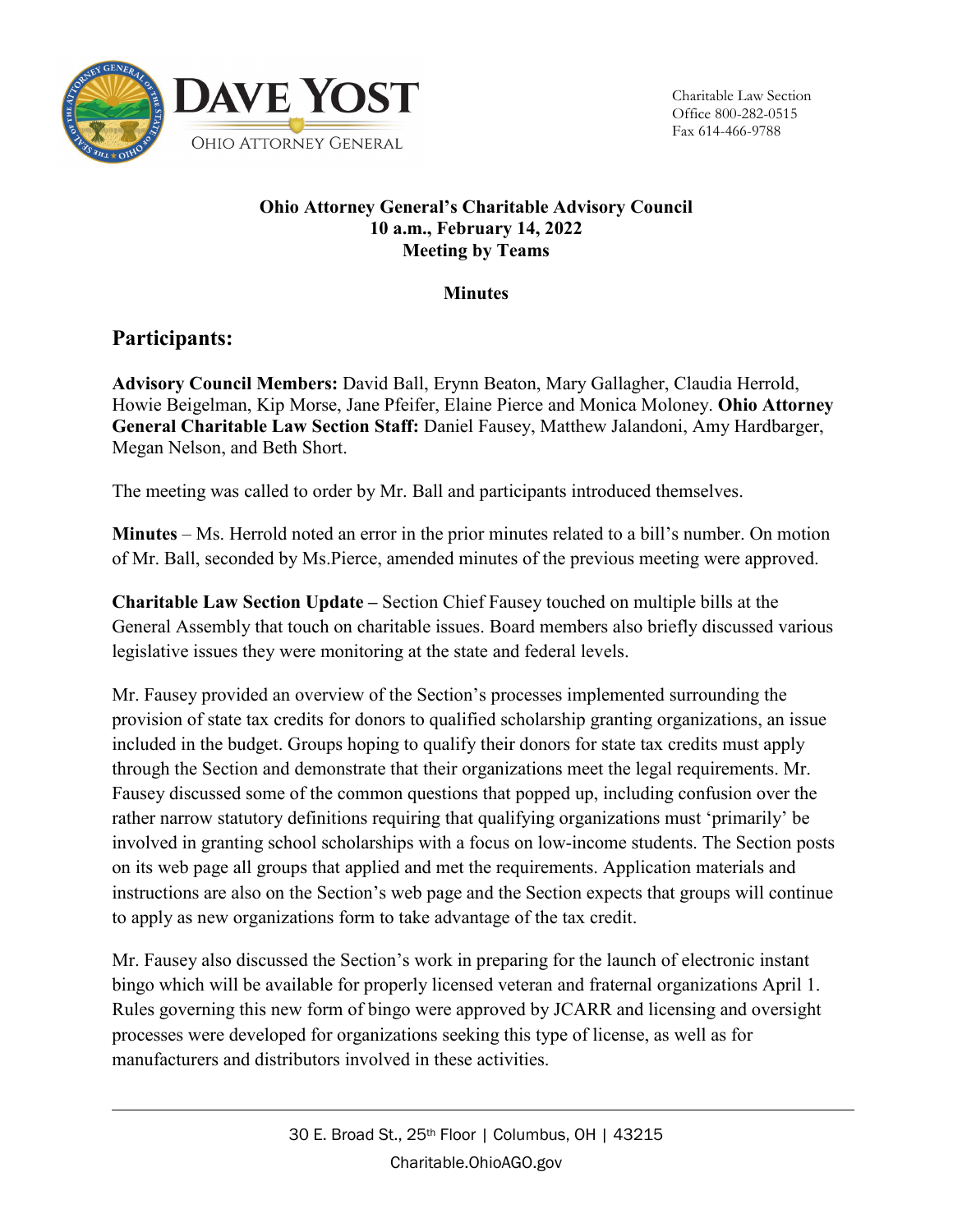Charitable Law Section
Office 800-282-0515
Fax 614-466-9788

**Ohio Attorney General's Charitable Advisory Council**
**10 a.m., February 14, 2022**
**Meeting by Teams**

**Minutes**

## Participants:

**Advisory Council Members:** David Ball, Erynn Beaton, Mary Gallagher, Claudia Herrold, Howie Beigelman, Kip Morse, Jane Pfeifer, Elaine Pierce and Monica Moloney. **Ohio Attorney General Charitable Law Section Staff:** Daniel Fausey, Matthew Jalandoni, Amy Hardbarger, Megan Nelson, and Beth Short.

The meeting was called to order by Mr. Ball and participants introduced themselves.

**Minutes** – Ms. Herrold noted an error in the prior minutes related to a bill's number. On motion of Mr. Ball, seconded by Ms.Pierce, amended minutes of the previous meeting were approved.

**Charitable Law Section Update –** Section Chief Fausey touched on multiple bills at the General Assembly that touch on charitable issues. Board members also briefly discussed various legislative issues they were monitoring at the state and federal levels.

Mr. Fausey provided an overview of the Section's processes implemented surrounding the provision of state tax credits for donors to qualified scholarship granting organizations, an issue included in the budget. Groups hoping to qualify their donors for state tax credits must apply through the Section and demonstrate that their organizations meet the legal requirements. Mr. Fausey discussed some of the common questions that popped up, including confusion over the rather narrow statutory definitions requiring that qualifying organizations must 'primarily' be involved in granting school scholarships with a focus on low-income students. The Section posts on its web page all groups that applied and met the requirements. Application materials and instructions are also on the Section's web page and the Section expects that groups will continue to apply as new organizations form to take advantage of the tax credit.

Mr. Fausey also discussed the Section's work in preparing for the launch of electronic instant bingo which will be available for properly licensed veteran and fraternal organizations April 1. Rules governing this new form of bingo were approved by JCARR and licensing and oversight processes were developed for organizations seeking this type of license, as well as for manufacturers and distributors involved in these activities.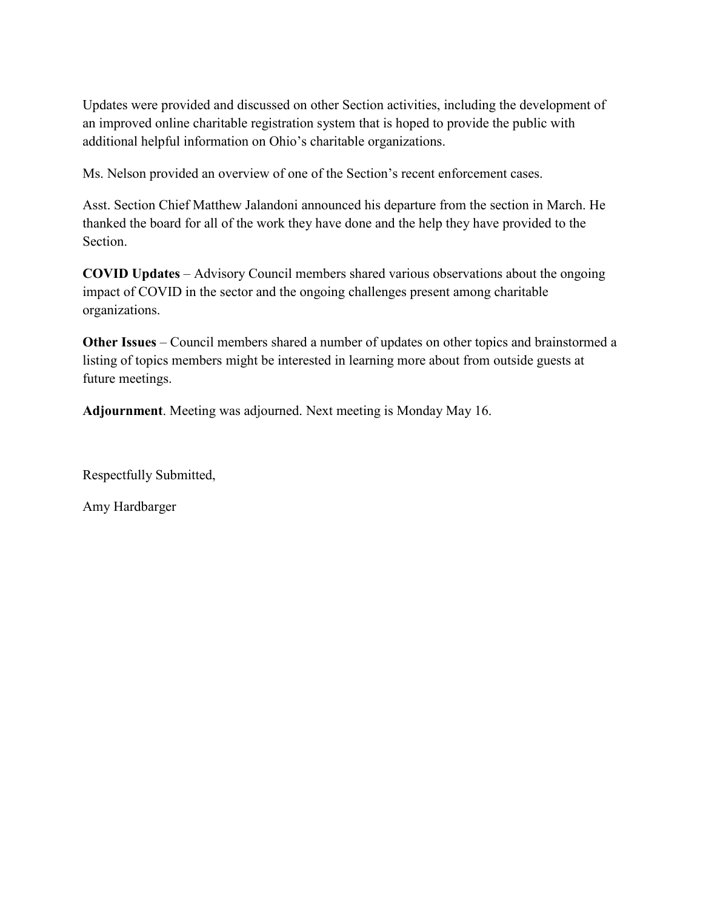Updates were provided and discussed on other Section activities, including the development of an improved online charitable registration system that is hoped to provide the public with additional helpful information on Ohio's charitable organizations.

Ms. Nelson provided an overview of one of the Section's recent enforcement cases.

Asst. Section Chief Matthew Jalandoni announced his departure from the section in March. He thanked the board for all of the work they have done and the help they have provided to the Section.

**COVID Updates** – Advisory Council members shared various observations about the ongoing impact of COVID in the sector and the ongoing challenges present among charitable organizations.

**Other Issues** – Council members shared a number of updates on other topics and brainstormed a listing of topics members might be interested in learning more about from outside guests at future meetings.

**Adjournment**. Meeting was adjourned. Next meeting is Monday May 16.

Respectfully Submitted,

Amy Hardbarger